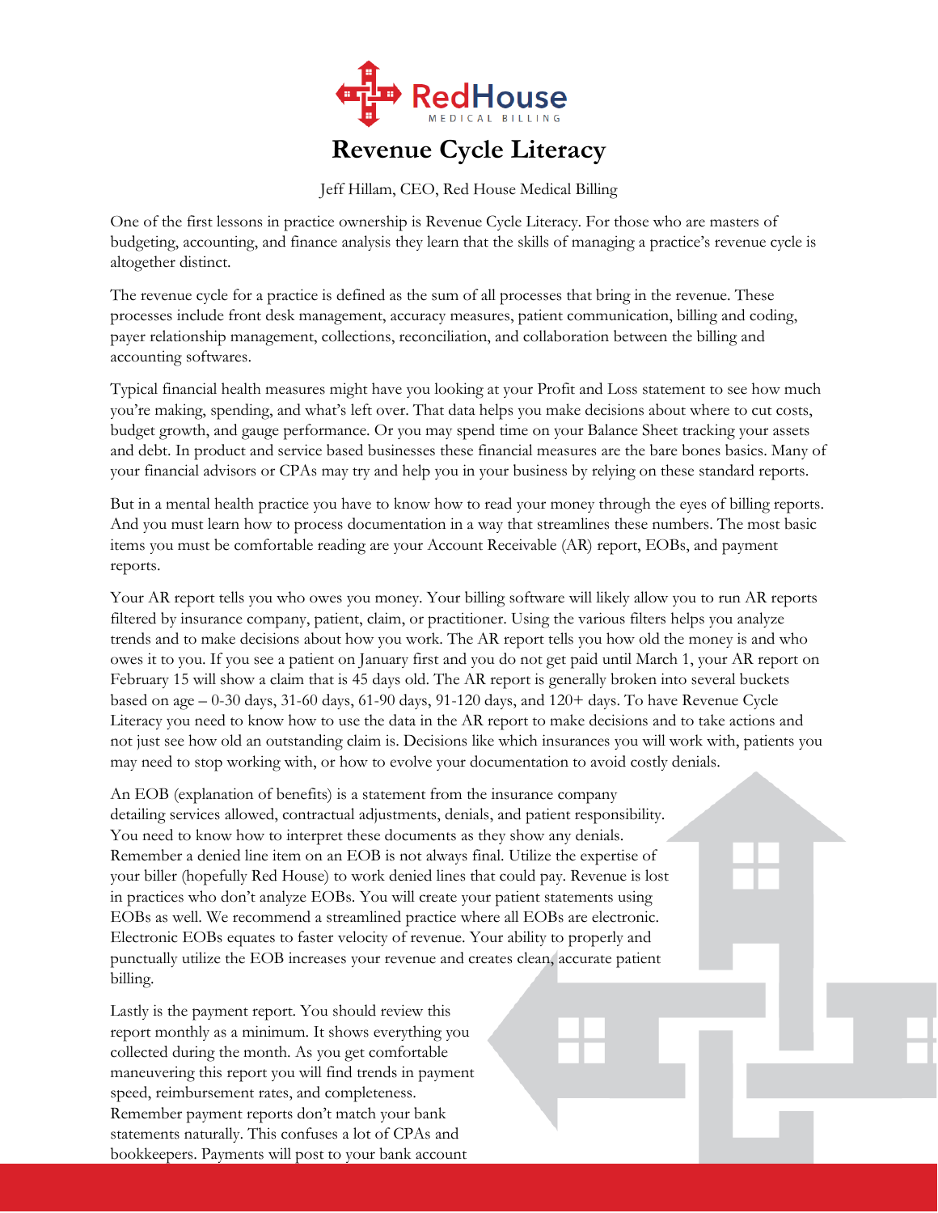# Revenue Cycle Literacy

Jeff Hillam, CEO, Red House Medical Billing

One of the first lessons in practice ownership is Revenue Cycle Literacy. For those who are masters of budgeting, accounting, and finance analysis they learn that the skills of managing a practice's revenue cycle is altogether distinct.

The revenue cycle for a practice is defined as the sum of all processes that bring in the revenue. These processes include front desk management, accuracy measures, patient communication, billing and coding, payer relationship management, collections, reconciliation, and collaboration between the billing and accounting softwares.

Typical financial health measures might have you looking at your Profit and Loss statement to see how much you're making, spending, and what's left over. That data helps you make decisions about where to cut costs, budget growth, and gauge performance. Or you may spend time on your Balance Sheet tracking your assets and debt. In product and service based businesses these financial measures are the bare bones basics. Many of your financial advisors or CPAs may try and help you in your business by relying on these standard reports.

But in a mental health practice you have to know how to read your money through the eyes of billing reports. And you must learn how to process documentation in a way that streamlines these numbers. The most basic items you must be comfortable reading are your Account Receivable (AR) report, EOBs, and payment reports.

Your AR report tells you who owes you money. Your billing software will likely allow you to run AR reports filtered by insurance company, patient, claim, or practitioner. Using the various filters helps you analyze trends and to make decisions about how you work. The AR report tells you how old the money is and who owes it to you. If you see a patient on January first and you do not get paid until March 1, your AR report on February 15 will show a claim that is 45 days old. The AR report is generally broken into several buckets based on age – 0-30 days, 31-60 days, 61-90 days, 91-120 days, and 120+ days. To have Revenue Cycle Literacy you need to know how to use the data in the AR report to make decisions and to take actions and not just see how old an outstanding claim is. Decisions like which insurances you will work with, patients you may need to stop working with, or how to evolve your documentation to avoid costly denials.

An EOB (explanation of benefits) is a statement from the insurance company detailing services allowed, contractual adjustments, denials, and patient responsibility. You need to know how to interpret these documents as they show any denials. Remember a denied line item on an EOB is not always final. Utilize the expertise of your biller (hopefully Red House) to work denied lines that could pay. Revenue is lost in practices who don't analyze EOBs. You will create your patient statements using EOBs as well. We recommend a streamlined practice where all EOBs are electronic. Electronic EOBs equates to faster velocity of revenue. Your ability to properly and punctually utilize the EOB increases your revenue and creates clean, accurate patient billing.

Lastly is the payment report. You should review this report monthly as a minimum. It shows everything you collected during the month. As you get comfortable maneuvering this report you will find trends in payment speed, reimbursement rates, and completeness. Remember payment reports don't match your bank statements naturally. This confuses a lot of CPAs and bookkeepers. Payments will post to your bank account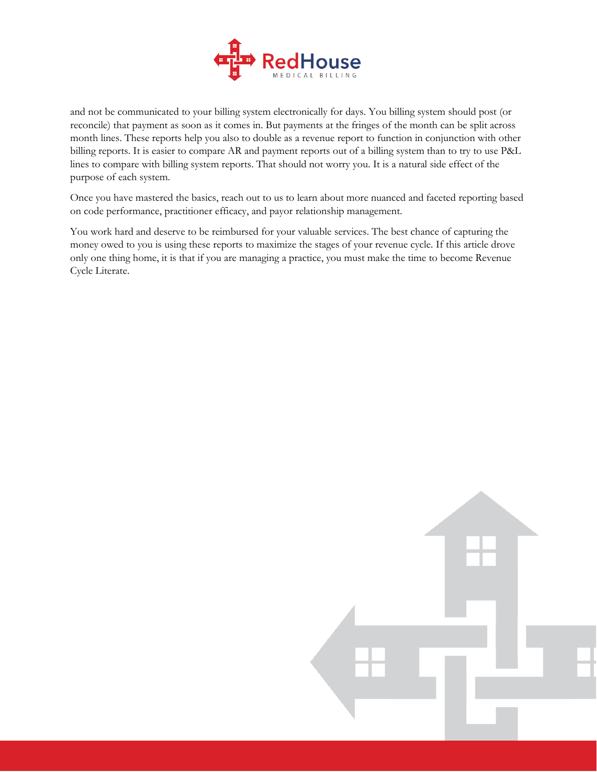and not be communicated to your billing system electronically for days. You billing system should post (or reconcile) that payment as soon as it comes in. But payments at the fringes of the month can be split across month lines. These reports help you also to double as a revenue report to function in conjunction with other billing reports. It is easier to compare AR and payment reports out of a billing system than to try to use P&L lines to compare with billing system reports. That should not worry you. It is a natural side effect of the purpose of each system.

Once you have mastered the basics, reach out to us to learn about more nuanced and faceted reporting based on code performance, practitioner efficacy, and payor relationship management.

You work hard and deserve to be reimbursed for your valuable services. The best chance of capturing the money owed to you is using these reports to maximize the stages of your revenue cycle. If this article drove only one thing home, it is that if you are managing a practice, you must make the time to become Revenue Cycle Literate.